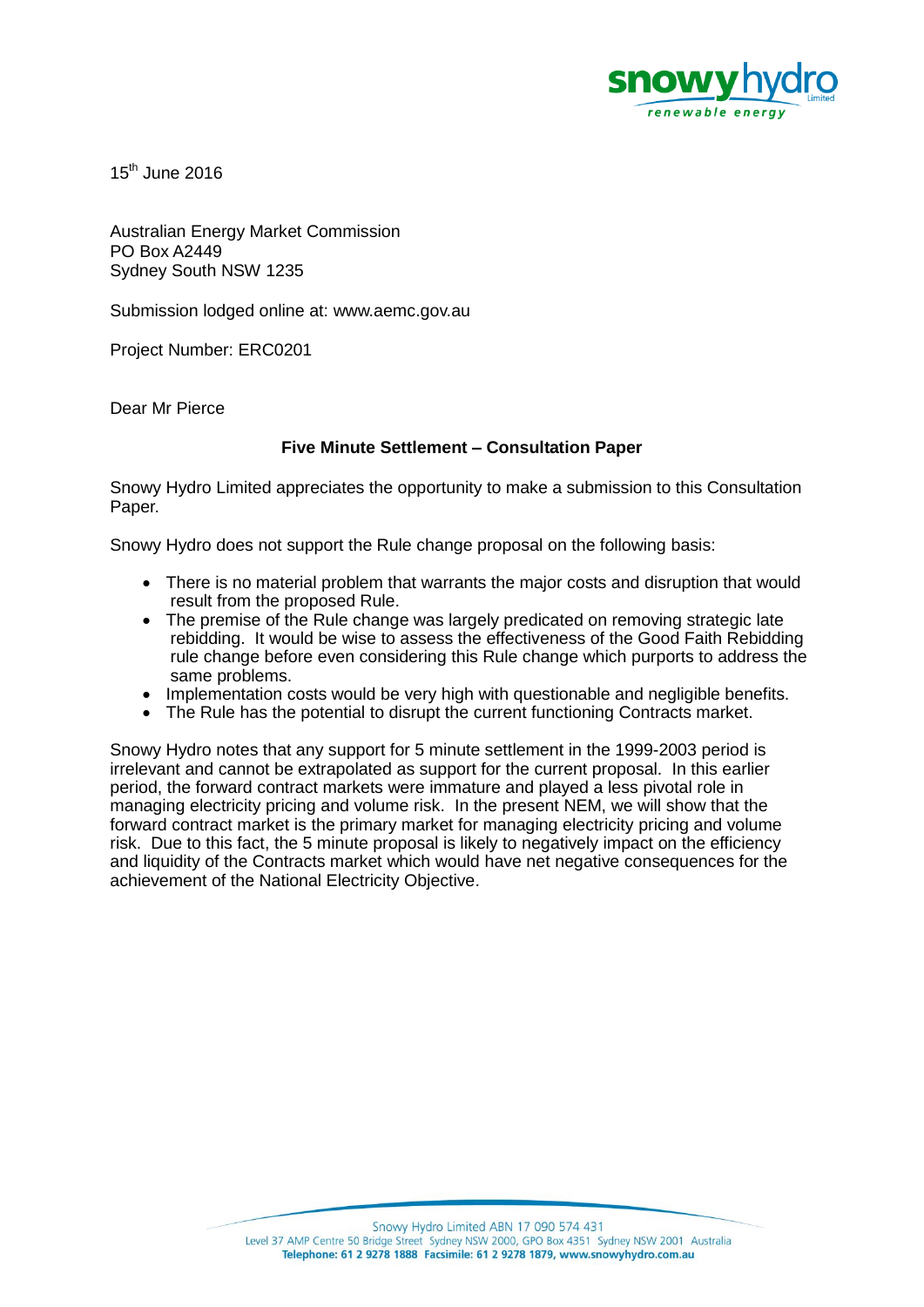15th June 2016

Australian Energy Market Commission
PO Box A2449
Sydney South NSW 1235

Submission lodged online at: www.aemc.gov.au

Project Number: ERC0201

Dear Mr Pierce

**Five Minute Settlement – Consultation Paper**

Snowy Hydro Limited appreciates the opportunity to make a submission to this Consultation Paper.

Snowy Hydro does not support the Rule change proposal on the following basis:

- There is no material problem that warrants the major costs and disruption that would result from the proposed Rule.
- The premise of the Rule change was largely predicated on removing strategic late rebidding. It would be wise to assess the effectiveness of the Good Faith Rebidding rule change before even considering this Rule change which purports to address the same problems.
- Implementation costs would be very high with questionable and negligible benefits.
- The Rule has the potential to disrupt the current functioning Contracts market.

Snowy Hydro notes that any support for 5 minute settlement in the 1999-2003 period is irrelevant and cannot be extrapolated as support for the current proposal. In this earlier period, the forward contract markets were immature and played a less pivotal role in managing electricity pricing and volume risk. In the present NEM, we will show that the forward contract market is the primary market for managing electricity pricing and volume risk. Due to this fact, the 5 minute proposal is likely to negatively impact on the efficiency and liquidity of the Contracts market which would have net negative consequences for the achievement of the National Electricity Objective.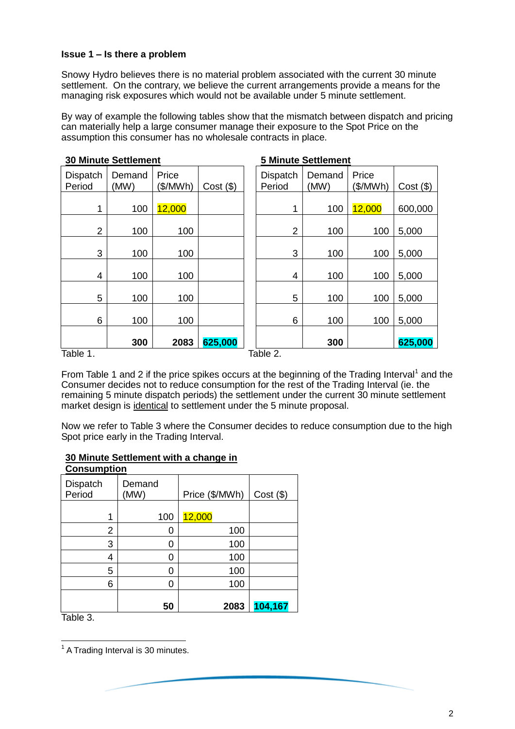**Issue 1 – Is there a problem**

Snowy Hydro believes there is no material problem associated with the current 30 minute settlement. On the contrary, we believe the current arrangements provide a means for the managing risk exposures which would not be available under 5 minute settlement.

By way of example the following tables show that the mismatch between dispatch and pricing can materially help a large consumer manage their exposure to the Spot Price on the assumption this consumer has no wholesale contracts in place.

**30 Minute Settlement**

| Dispatch Period | Demand (MW) | Price ($/MWh) | Cost ($) |
|---|---|---|---|
| 1 | 100 | 12,000 | |
| 2 | 100 | 100 | |
| 3 | 100 | 100 | |
| 4 | 100 | 100 | |
| 5 | 100 | 100 | |
| 6 | 100 | 100 | |
| | **300** | **2083** | **625,000** |

Table 1.

**5 Minute Settlement**

| Dispatch Period | Demand (MW) | Price ($/MWh) | Cost ($) |
|---|---|---|---|
| 1 | 100 | 12,000 | 600,000 |
| 2 | 100 | 100 | 5,000 |
| 3 | 100 | 100 | 5,000 |
| 4 | 100 | 100 | 5,000 |
| 5 | 100 | 100 | 5,000 |
| 6 | 100 | 100 | 5,000 |
| | **300** | | **625,000** |

Table 2.

From Table 1 and 2 if the price spikes occurs at the beginning of the Trading Interval[1] and the Consumer decides not to reduce consumption for the rest of the Trading Interval (ie. the remaining 5 minute dispatch periods) the settlement under the current 30 minute settlement market design is identical to settlement under the 5 minute proposal.

Now we refer to Table 3 where the Consumer decides to reduce consumption due to the high Spot price early in the Trading Interval.

**30 Minute Settlement with a change in Consumption**

| Dispatch Period | Demand (MW) | Price ($/MWh) | Cost ($) |
|---|---|---|---|
| 1 | 100 | 12,000 | |
| 2 | 0 | 100 | |
| 3 | 0 | 100 | |
| 4 | 0 | 100 | |
| 5 | 0 | 100 | |
| 6 | 0 | 100 | |
| | **50** | **2083** | **104,167** |

Table 3.

[1] A Trading Interval is 30 minutes.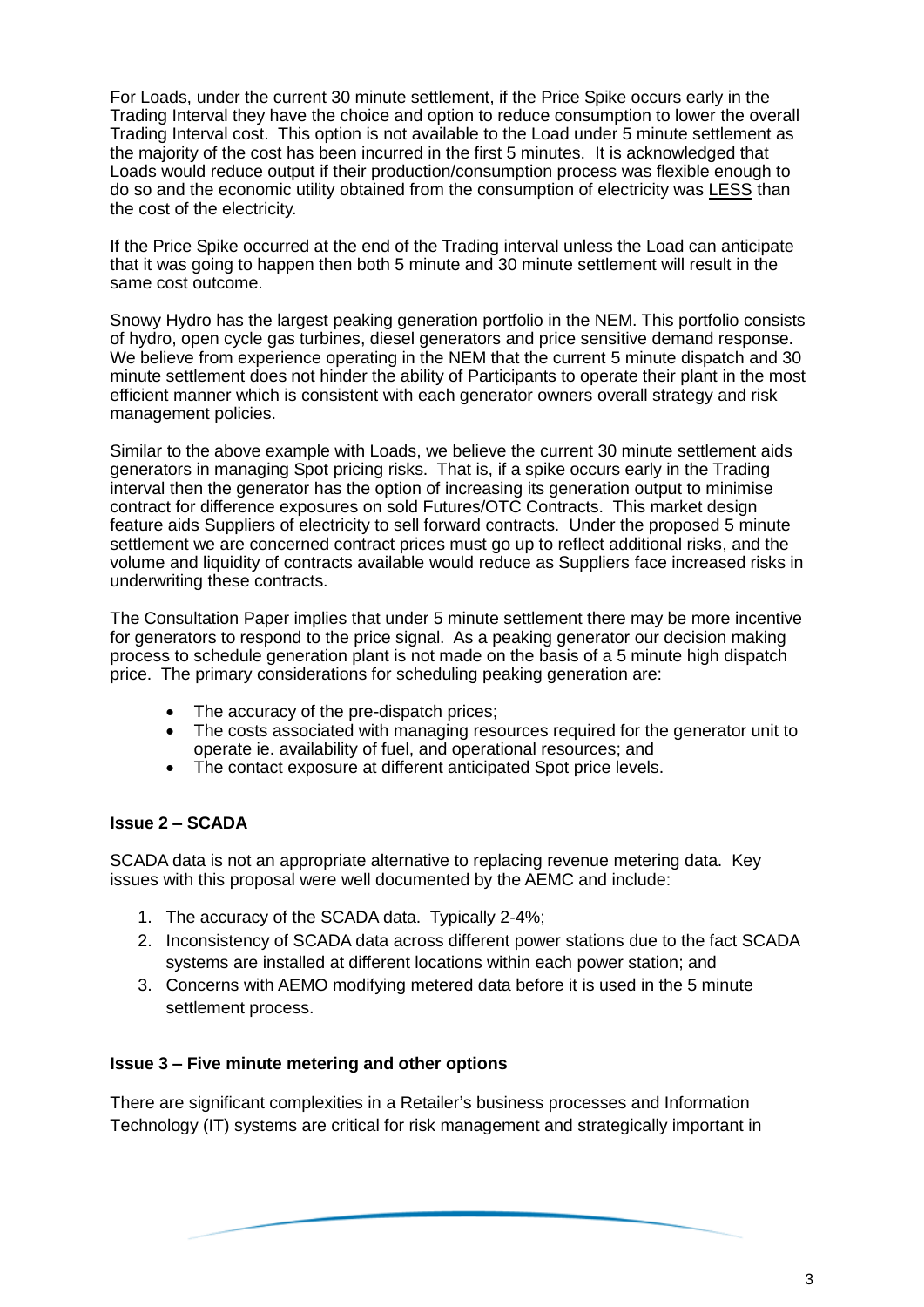For Loads, under the current 30 minute settlement, if the Price Spike occurs early in the Trading Interval they have the choice and option to reduce consumption to lower the overall Trading Interval cost. This option is not available to the Load under 5 minute settlement as the majority of the cost has been incurred in the first 5 minutes. It is acknowledged that Loads would reduce output if their production/consumption process was flexible enough to do so and the economic utility obtained from the consumption of electricity was LESS than the cost of the electricity.

If the Price Spike occurred at the end of the Trading interval unless the Load can anticipate that it was going to happen then both 5 minute and 30 minute settlement will result in the same cost outcome.

Snowy Hydro has the largest peaking generation portfolio in the NEM. This portfolio consists of hydro, open cycle gas turbines, diesel generators and price sensitive demand response. We believe from experience operating in the NEM that the current 5 minute dispatch and 30 minute settlement does not hinder the ability of Participants to operate their plant in the most efficient manner which is consistent with each generator owners overall strategy and risk management policies.

Similar to the above example with Loads, we believe the current 30 minute settlement aids generators in managing Spot pricing risks. That is, if a spike occurs early in the Trading interval then the generator has the option of increasing its generation output to minimise contract for difference exposures on sold Futures/OTC Contracts. This market design feature aids Suppliers of electricity to sell forward contracts. Under the proposed 5 minute settlement we are concerned contract prices must go up to reflect additional risks, and the volume and liquidity of contracts available would reduce as Suppliers face increased risks in underwriting these contracts.

The Consultation Paper implies that under 5 minute settlement there may be more incentive for generators to respond to the price signal. As a peaking generator our decision making process to schedule generation plant is not made on the basis of a 5 minute high dispatch price. The primary considerations for scheduling peaking generation are:

- The accuracy of the pre-dispatch prices;
- The costs associated with managing resources required for the generator unit to operate ie. availability of fuel, and operational resources; and
- The contact exposure at different anticipated Spot price levels.

**Issue 2 – SCADA**

SCADA data is not an appropriate alternative to replacing revenue metering data. Key issues with this proposal were well documented by the AEMC and include:

1. The accuracy of the SCADA data. Typically 2-4%;
2. Inconsistency of SCADA data across different power stations due to the fact SCADA systems are installed at different locations within each power station; and
3. Concerns with AEMO modifying metered data before it is used in the 5 minute settlement process.

**Issue 3 – Five minute metering and other options**

There are significant complexities in a Retailer's business processes and Information Technology (IT) systems are critical for risk management and strategically important in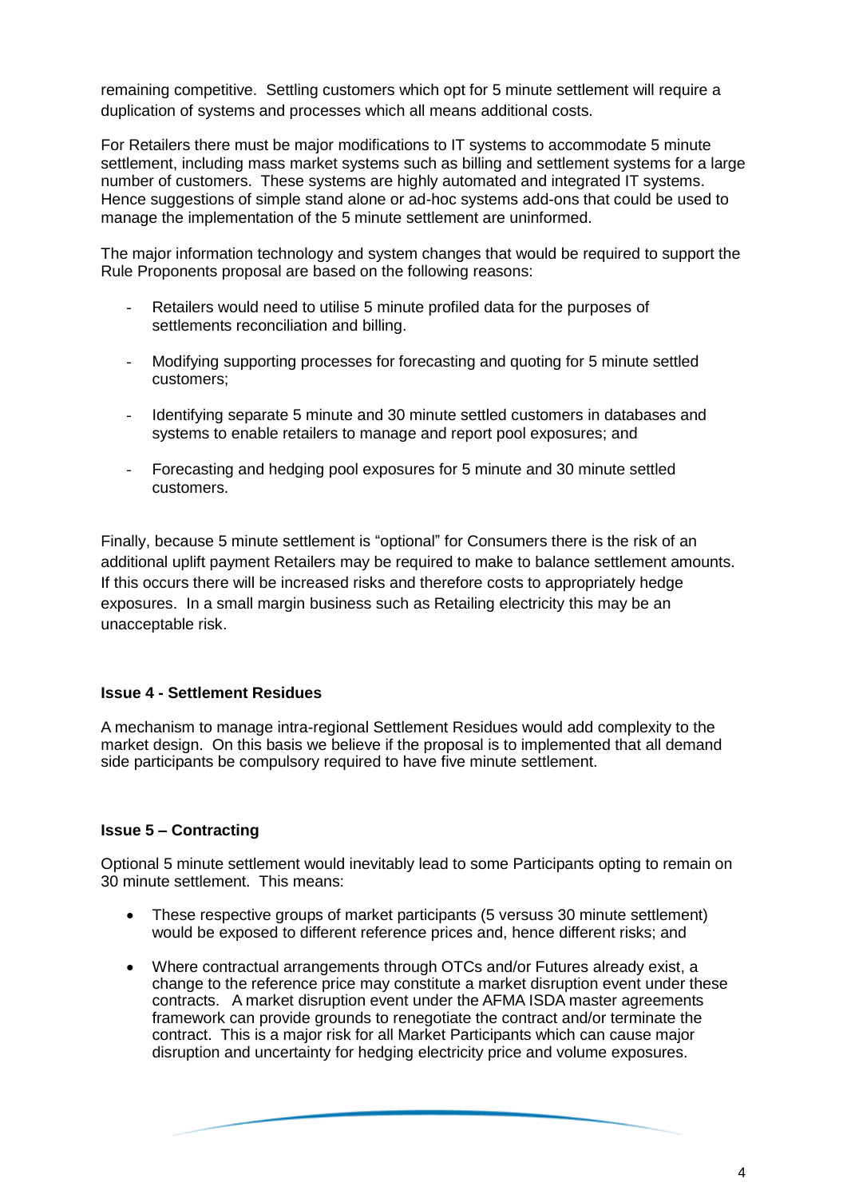remaining competitive. Settling customers which opt for 5 minute settlement will require a duplication of systems and processes which all means additional costs.

For Retailers there must be major modifications to IT systems to accommodate 5 minute settlement, including mass market systems such as billing and settlement systems for a large number of customers. These systems are highly automated and integrated IT systems. Hence suggestions of simple stand alone or ad-hoc systems add-ons that could be used to manage the implementation of the 5 minute settlement are uninformed.

The major information technology and system changes that would be required to support the Rule Proponents proposal are based on the following reasons:

- Retailers would need to utilise 5 minute profiled data for the purposes of settlements reconciliation and billing.
- Modifying supporting processes for forecasting and quoting for 5 minute settled customers;
- Identifying separate 5 minute and 30 minute settled customers in databases and systems to enable retailers to manage and report pool exposures; and
- Forecasting and hedging pool exposures for 5 minute and 30 minute settled customers.

Finally, because 5 minute settlement is "optional" for Consumers there is the risk of an additional uplift payment Retailers may be required to make to balance settlement amounts. If this occurs there will be increased risks and therefore costs to appropriately hedge exposures. In a small margin business such as Retailing electricity this may be an unacceptable risk.

**Issue 4 - Settlement Residues**

A mechanism to manage intra-regional Settlement Residues would add complexity to the market design. On this basis we believe if the proposal is to implemented that all demand side participants be compulsory required to have five minute settlement.

**Issue 5 – Contracting**

Optional 5 minute settlement would inevitably lead to some Participants opting to remain on 30 minute settlement. This means:

- These respective groups of market participants (5 versuss 30 minute settlement) would be exposed to different reference prices and, hence different risks; and
- Where contractual arrangements through OTCs and/or Futures already exist, a change to the reference price may constitute a market disruption event under these contracts. A market disruption event under the AFMA ISDA master agreements framework can provide grounds to renegotiate the contract and/or terminate the contract. This is a major risk for all Market Participants which can cause major disruption and uncertainty for hedging electricity price and volume exposures.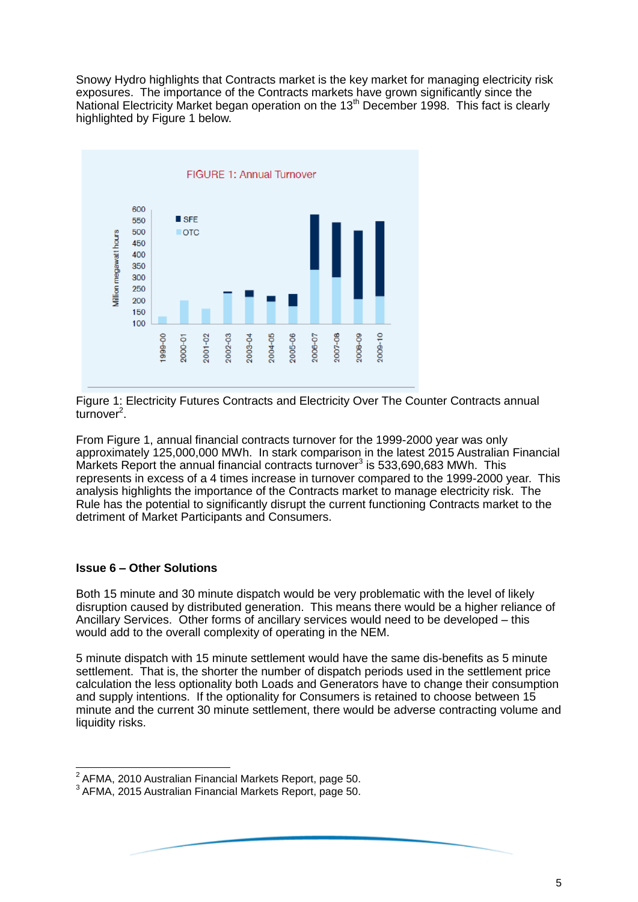Snowy Hydro highlights that Contracts market is the key market for managing electricity risk exposures. The importance of the Contracts markets have grown significantly since the National Electricity Market began operation on the 13th December 1998. This fact is clearly highlighted by Figure 1 below.

Figure 1: Electricity Futures Contracts and Electricity Over The Counter Contracts annual turnover[2].

From Figure 1, annual financial contracts turnover for the 1999-2000 year was only approximately 125,000,000 MWh. In stark comparison in the latest 2015 Australian Financial Markets Report the annual financial contracts turnover[3] is 533,690,683 MWh. This represents in excess of a 4 times increase in turnover compared to the 1999-2000 year. This analysis highlights the importance of the Contracts market to manage electricity risk. The Rule has the potential to significantly disrupt the current functioning Contracts market to the detriment of Market Participants and Consumers.

**Issue 6 – Other Solutions**

Both 15 minute and 30 minute dispatch would be very problematic with the level of likely disruption caused by distributed generation. This means there would be a higher reliance of Ancillary Services. Other forms of ancillary services would need to be developed – this would add to the overall complexity of operating in the NEM.

5 minute dispatch with 15 minute settlement would have the same dis-benefits as 5 minute settlement. That is, the shorter the number of dispatch periods used in the settlement price calculation the less optionality both Loads and Generators have to change their consumption and supply intentions. If the optionality for Consumers is retained to choose between 15 minute and the current 30 minute settlement, there would be adverse contracting volume and liquidity risks.

---

[2] AFMA, 2010 Australian Financial Markets Report, page 50.
[3] AFMA, 2015 Australian Financial Markets Report, page 50.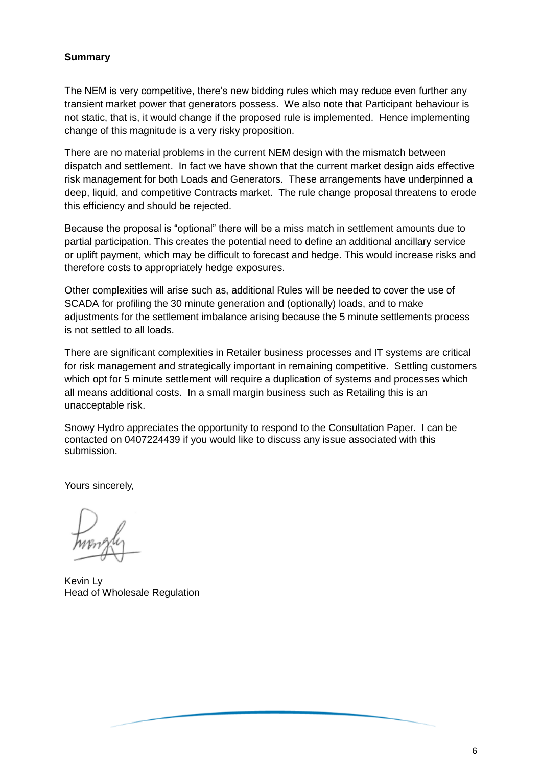**Summary**

The NEM is very competitive, there's new bidding rules which may reduce even further any transient market power that generators possess. We also note that Participant behaviour is not static, that is, it would change if the proposed rule is implemented. Hence implementing change of this magnitude is a very risky proposition.

There are no material problems in the current NEM design with the mismatch between dispatch and settlement. In fact we have shown that the current market design aids effective risk management for both Loads and Generators. These arrangements have underpinned a deep, liquid, and competitive Contracts market. The rule change proposal threatens to erode this efficiency and should be rejected.

Because the proposal is "optional" there will be a miss match in settlement amounts due to partial participation. This creates the potential need to define an additional ancillary service or uplift payment, which may be difficult to forecast and hedge. This would increase risks and therefore costs to appropriately hedge exposures.

Other complexities will arise such as, additional Rules will be needed to cover the use of SCADA for profiling the 30 minute generation and (optionally) loads, and to make adjustments for the settlement imbalance arising because the 5 minute settlements process is not settled to all loads.

There are significant complexities in Retailer business processes and IT systems are critical for risk management and strategically important in remaining competitive. Settling customers which opt for 5 minute settlement will require a duplication of systems and processes which all means additional costs. In a small margin business such as Retailing this is an unacceptable risk.

Snowy Hydro appreciates the opportunity to respond to the Consultation Paper. I can be contacted on 0407224439 if you would like to discuss any issue associated with this submission.

Yours sincerely,

Kevin Ly
Head of Wholesale Regulation